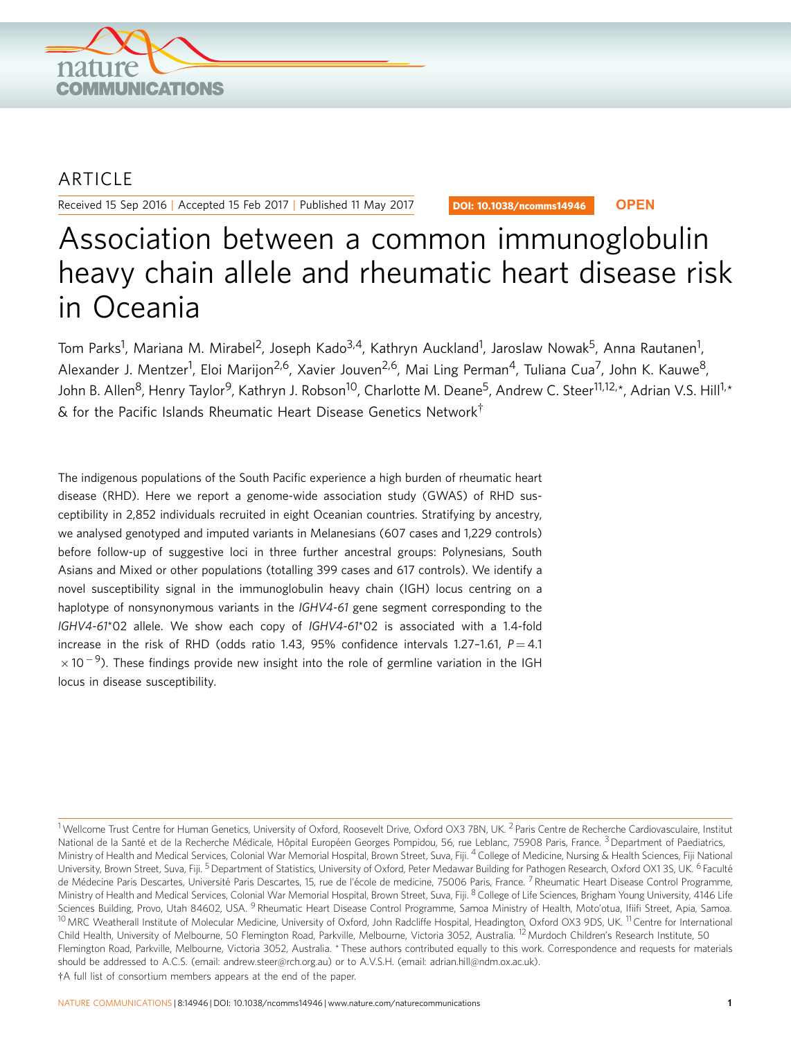ARTICLE

Received 15 Sep 2016 | Accepted 15 Feb 2017 | Published 11 May 2017

DOI: 10.1038/ncomms14946 **OPEN**

# Association between a common immunoglobulin heavy chain allele and rheumatic heart disease risk in Oceania

Tom Parks[1], Mariana M. Mirabel[2], Joseph Kado[3,4], Kathryn Auckland[1], Jaroslaw Nowak[5], Anna Rautanen[1], Alexander J. Mentzer[1], Eloi Marijon[2,6], Xavier Jouven[2,6], Mai Ling Perman[4], Tuliana Cua[7], John K. Kauwe[8], John B. Allen[8], Henry Taylor[9], Kathryn J. Robson[10], Charlotte M. Deane[5], Andrew C. Steer[11,12,*], Adrian V.S. Hill[1,*] & for the Pacific Islands Rheumatic Heart Disease Genetics Network[†]

The indigenous populations of the South Pacific experience a high burden of rheumatic heart disease (RHD). Here we report a genome-wide association study (GWAS) of RHD susceptibility in 2,852 individuals recruited in eight Oceanian countries. Stratifying by ancestry, we analysed genotyped and imputed variants in Melanesians (607 cases and 1,229 controls) before follow-up of suggestive loci in three further ancestral groups: Polynesians, South Asians and Mixed or other populations (totalling 399 cases and 617 controls). We identify a novel susceptibility signal in the immunoglobulin heavy chain (IGH) locus centring on a haplotype of nonsynonymous variants in the *IGHV4-61* gene segment corresponding to the *IGHV4-61*\*02 allele. We show each copy of *IGHV4-61*\*02 is associated with a 1.4-fold increase in the risk of RHD (odds ratio 1.43, 95% confidence intervals 1.27–1.61, $P = 4.1 \times 10^{-9}$). These findings provide new insight into the role of germline variation in the IGH locus in disease susceptibility.

[1] Wellcome Trust Centre for Human Genetics, University of Oxford, Roosevelt Drive, Oxford OX3 7BN, UK. [2] Paris Centre de Recherche Cardiovasculaire, Institut National de la Santé et de la Recherche Médicale, Hôpital Européen Georges Pompidou, 56, rue Leblanc, 75908 Paris, France. [3] Department of Paediatrics, Ministry of Health and Medical Services, Colonial War Memorial Hospital, Brown Street, Suva, Fiji. [4] College of Medicine, Nursing & Health Sciences, Fiji National University, Brown Street, Suva, Fiji. [5] Department of Statistics, University of Oxford, Peter Medawar Building for Pathogen Research, Oxford OX1 3S, UK. [6] Faculté de Médecine Paris Descartes, Université Paris Descartes, 15, rue de l'école de medicine, 75006 Paris, France. [7] Rheumatic Heart Disease Control Programme, Ministry of Health and Medical Services, Colonial War Memorial Hospital, Brown Street, Suva, Fiji. [8] College of Life Sciences, Brigham Young University, 4146 Life Sciences Building, Provo, Utah 84602, USA. [9] Rheumatic Heart Disease Control Programme, Samoa Ministry of Health, Moto'otua, Ifiifi Street, Apia, Samoa. [10] MRC Weatherall Institute of Molecular Medicine, University of Oxford, John Radcliffe Hospital, Headington, Oxford OX3 9DS, UK. [11] Centre for International Child Health, University of Melbourne, 50 Flemington Road, Parkville, Melbourne, Victoria 3052, Australia. [12] Murdoch Children's Research Institute, 50 Flemington Road, Parkville, Melbourne, Victoria 3052, Australia. * These authors contributed equally to this work. Correspondence and requests for materials should be addressed to A.C.S. (email: andrew.steer@rch.org.au) or to A.V.S.H. (email: adrian.hill@ndm.ox.ac.uk).

†A full list of consortium members appears at the end of the paper.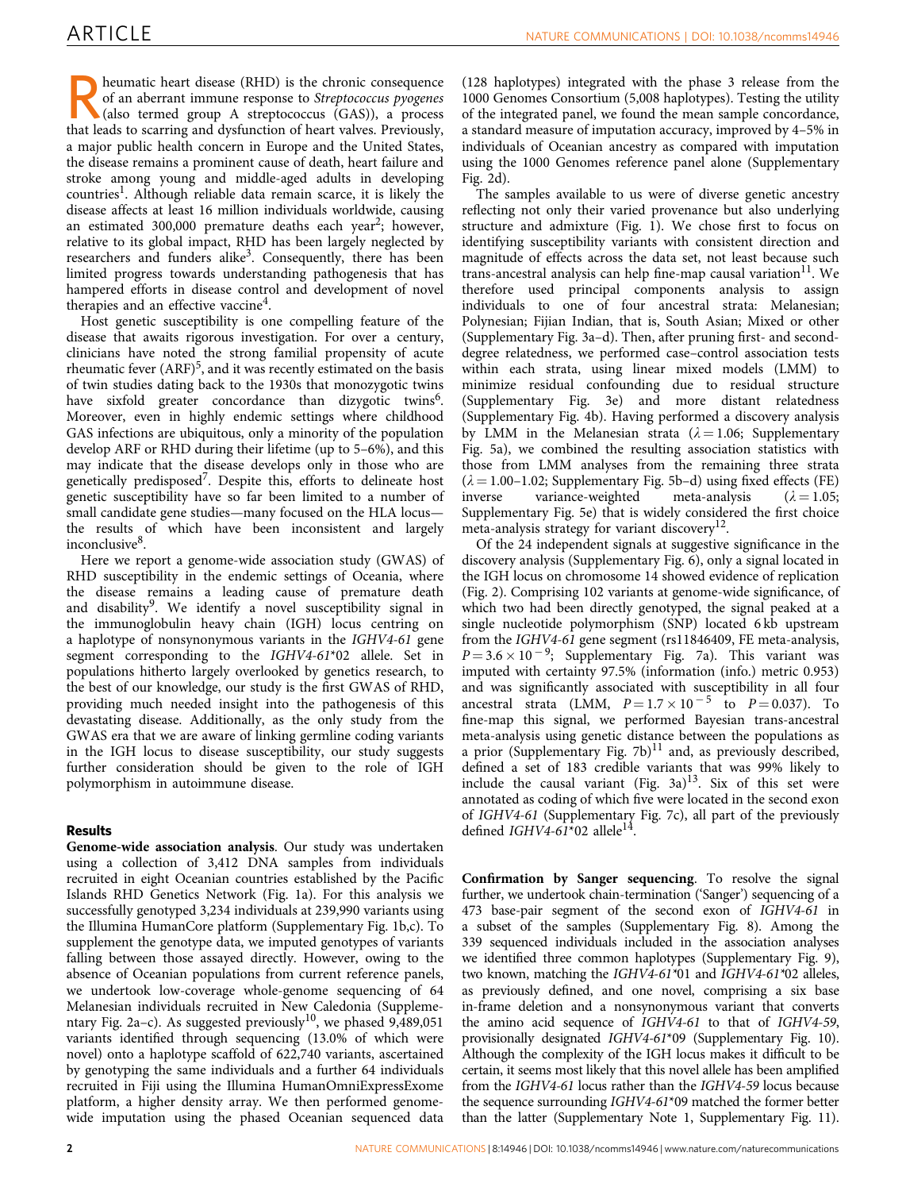Rheumatic heart disease (RHD) is the chronic consequence of an aberrant immune response to *Streptococcus pyogenes* (also termed group A streptococcus (GAS)), a process that leads to scarring and dysfunction of heart valves. Previously, a major public health concern in Europe and the United States, the disease remains a prominent cause of death, heart failure and stroke among young and middle-aged adults in developing countries[1]. Although reliable data remain scarce, it is likely the disease affects at least 16 million individuals worldwide, causing an estimated 300,000 premature deaths each year[2]; however, relative to its global impact, RHD has been largely neglected by researchers and funders alike[3]. Consequently, there has been limited progress towards understanding pathogenesis that has hampered efforts in disease control and development of novel therapies and an effective vaccine[4].

Host genetic susceptibility is one compelling feature of the disease that awaits rigorous investigation. For over a century, clinicians have noted the strong familial propensity of acute rheumatic fever (ARF)[5], and it was recently estimated on the basis of twin studies dating back to the 1930s that monozygotic twins have sixfold greater concordance than dizygotic twins[6]. Moreover, even in highly endemic settings where childhood GAS infections are ubiquitous, only a minority of the population develop ARF or RHD during their lifetime (up to 5–6%), and this may indicate that the disease develops only in those who are genetically predisposed[7]. Despite this, efforts to delineate host genetic susceptibility have so far been limited to a number of small candidate gene studies—many focused on the HLA locus—the results of which have been inconsistent and largely inconclusive[8].

Here we report a genome-wide association study (GWAS) of RHD susceptibility in the endemic settings of Oceania, where the disease remains a leading cause of premature death and disability[9]. We identify a novel susceptibility signal in the immunoglobulin heavy chain (IGH) locus centring on a haplotype of nonsynonymous variants in the *IGHV4-61* gene segment corresponding to the *IGHV4-61*\*02 allele. Set in populations hitherto largely overlooked by genetics research, to the best of our knowledge, our study is the first GWAS of RHD, providing much needed insight into the pathogenesis of this devastating disease. Additionally, as the only study from the GWAS era that we are aware of linking germline coding variants in the IGH locus to disease susceptibility, our study suggests further consideration should be given to the role of IGH polymorphism in autoimmune disease.

## Results

**Genome-wide association analysis**. Our study was undertaken using a collection of 3,412 DNA samples from individuals recruited in eight Oceanian countries established by the Pacific Islands RHD Genetics Network (Fig. 1a). For this analysis we successfully genotyped 3,234 individuals at 239,990 variants using the Illumina HumanCore platform (Supplementary Fig. 1b,c). To supplement the genotype data, we imputed genotypes of variants falling between those assayed directly. However, owing to the absence of Oceanian populations from current reference panels, we undertook low-coverage whole-genome sequencing of 64 Melanesian individuals recruited in New Caledonia (Supplementary Fig. 2a–c). As suggested previously[10], we phased 9,489,051 variants identified through sequencing (13.0% of which were novel) onto a haplotype scaffold of 622,740 variants, ascertained by genotyping the same individuals and a further 64 individuals recruited in Fiji using the Illumina HumanOmniExpressExome platform, a higher density array. We then performed genome-wide imputation using the phased Oceanian sequenced data (128 haplotypes) integrated with the phase 3 release from the 1000 Genomes Consortium (5,008 haplotypes). Testing the utility of the integrated panel, we found the mean sample concordance, a standard measure of imputation accuracy, improved by 4–5% in individuals of Oceanian ancestry as compared with imputation using the 1000 Genomes reference panel alone (Supplementary Fig. 2d).

The samples available to us were of diverse genetic ancestry reflecting not only their varied provenance but also underlying structure and admixture (Fig. 1). We chose first to focus on identifying susceptibility variants with consistent direction and magnitude of effects across the data set, not least because such trans-ancestral analysis can help fine-map causal variation[11]. We therefore used principal components analysis to assign individuals to one of four ancestral strata: Melanesian; Polynesian; Fijian Indian, that is, South Asian; Mixed or other (Supplementary Fig. 3a–d). Then, after pruning first- and second-degree relatedness, we performed case–control association tests within each strata, using linear mixed models (LMM) to minimize residual confounding due to residual structure (Supplementary Fig. 3e) and more distant relatedness (Supplementary Fig. 4b). Having performed a discovery analysis by LMM in the Melanesian strata ($\lambda = 1.06$; Supplementary Fig. 5a), we combined the resulting association statistics with those from LMM analyses from the remaining three strata ($\lambda = 1.00$–$1.02$; Supplementary Fig. 5b–d) using fixed effects (FE) inverse variance-weighted meta-analysis ($\lambda = 1.05$; Supplementary Fig. 5e) that is widely considered the first choice meta-analysis strategy for variant discovery[12].

Of the 24 independent signals at suggestive significance in the discovery analysis (Supplementary Fig. 6), only a signal located in the IGH locus on chromosome 14 showed evidence of replication (Fig. 2). Comprising 102 variants at genome-wide significance, of which two had been directly genotyped, the signal peaked at a single nucleotide polymorphism (SNP) located 6 kb upstream from the *IGHV4-61* gene segment (rs11846409, FE meta-analysis, $P = 3.6 \times 10^{-9}$; Supplementary Fig. 7a). This variant was imputed with certainty 97.5% (information (info.) metric 0.953) and was significantly associated with susceptibility in all four ancestral strata (LMM, $P = 1.7 \times 10^{-5}$ to $P = 0.037$). To fine-map this signal, we performed Bayesian trans-ancestral meta-analysis using genetic distance between the populations as a prior (Supplementary Fig. 7b)[11] and, as previously described, defined a set of 183 credible variants that was 99% likely to include the causal variant (Fig. 3a)[13]. Six of this set were annotated as coding of which five were located in the second exon of *IGHV4-61* (Supplementary Fig. 7c), all part of the previously defined *IGHV4-61*\*02 allele[14].

**Confirmation by Sanger sequencing**. To resolve the signal further, we undertook chain-termination ('Sanger') sequencing of a 473 base-pair segment of the second exon of *IGHV4-61* in a subset of the samples (Supplementary Fig. 8). Among the 339 sequenced individuals included in the association analyses we identified three common haplotypes (Supplementary Fig. 9), two known, matching the *IGHV4-61*\*01 and *IGHV4-61*\*02 alleles, as previously defined, and one novel, comprising a six base in-frame deletion and a nonsynonymous variant that converts the amino acid sequence of *IGHV4-61* to that of *IGHV4-59*, provisionally designated *IGHV4-61*\*09 (Supplementary Fig. 10). Although the complexity of the IGH locus makes it difficult to be certain, it seems most likely that this novel allele has been amplified from the *IGHV4-61* locus rather than the *IGHV4-59* locus because the sequence surrounding *IGHV4-61*\*09 matched the former better than the latter (Supplementary Note 1, Supplementary Fig. 11).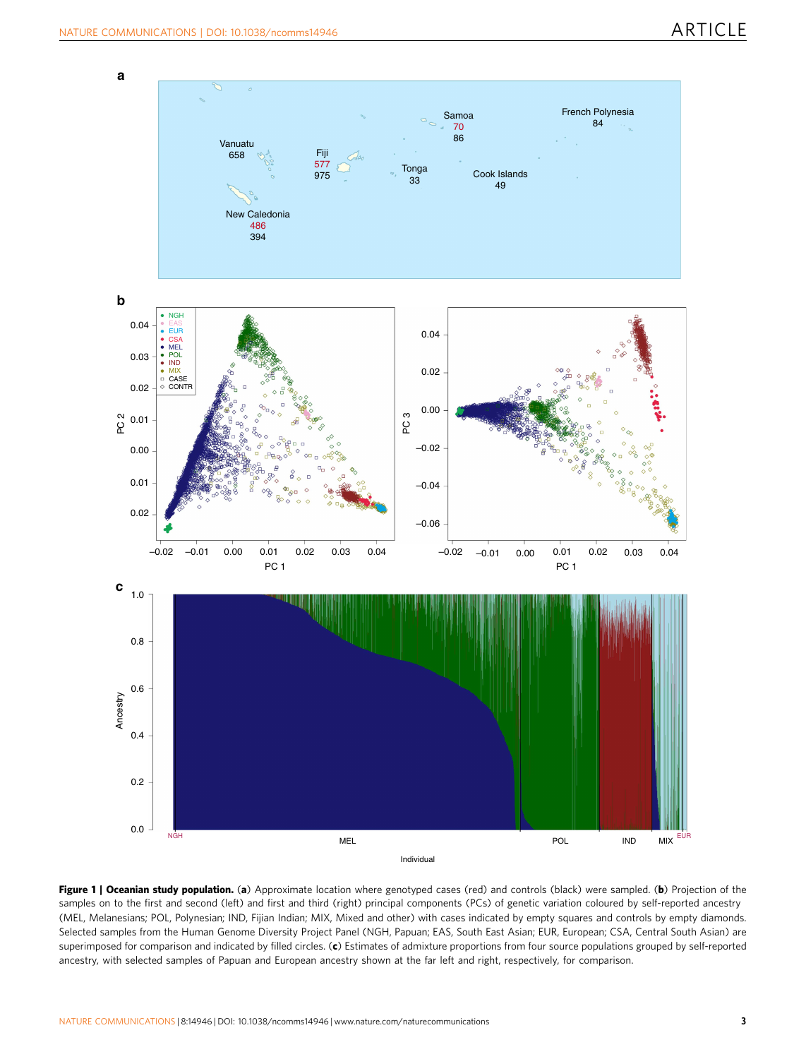**Figure 1 | Oceanian study population.** (**a**) Approximate location where genotyped cases (red) and controls (black) were sampled. (**b**) Projection of the samples on to the first and second (left) and first and third (right) principal components (PCs) of genetic variation coloured by self-reported ancestry (MEL, Melanesians; POL, Polynesian; IND, Fijian Indian; MIX, Mixed and other) with cases indicated by empty squares and controls by empty diamonds. Selected samples from the Human Genome Diversity Project Panel (NGH, Papuan; EAS, South East Asian; EUR, European; CSA, Central South Asian) are superimposed for comparison and indicated by filled circles. (**c**) Estimates of admixture proportions from four source populations grouped by self-reported ancestry, with selected samples of Papuan and European ancestry shown at the far left and right, respectively, for comparison.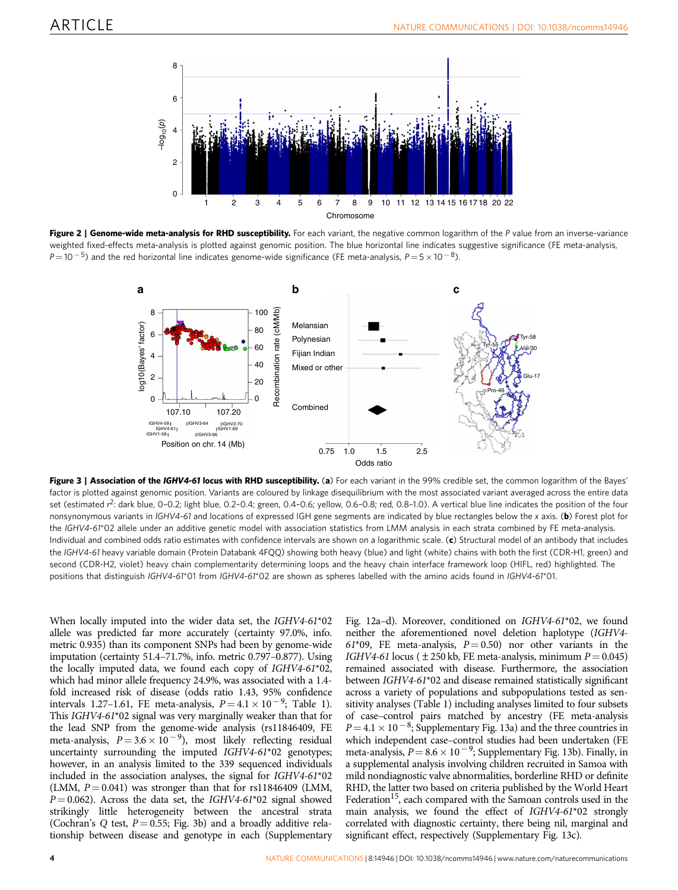**Figure 2 | Genome-wide meta-analysis for RHD susceptibility.** For each variant, the negative common logarithm of the *P* value from an inverse-variance weighted fixed-effects meta-analysis is plotted against genomic position. The blue horizontal line indicates suggestive significance (FE meta-analysis, $P = 10^{-5}$) and the red horizontal line indicates genome-wide significance (FE meta-analysis, $P = 5 \times 10^{-8}$).

**Figure 3 | Association of the *IGHV4-61* locus with RHD susceptibility.** (**a**) For each variant in the 99% credible set, the common logarithm of the Bayes' factor is plotted against genomic position. Variants are coloured by linkage disequilibrium with the most associated variant averaged across the entire data set (estimated $r^2$: dark blue, 0–0.2; light blue, 0.2–0.4; green, 0.4–0.6; yellow, 0.6–0.8; red, 0.8–1.0). A vertical blue line indicates the position of the four nonsynonymous variants in *IGHV4-61* and locations of expressed IGH gene segments are indicated by blue rectangles below the *x* axis. (**b**) Forest plot for the *IGHV4-61*\*02 allele under an additive genetic model with association statistics from LMM analysis in each strata combined by FE meta-analysis. Individual and combined odds ratio estimates with confidence intervals are shown on a logarithmic scale. (**c**) Structural model of an antibody that includes the *IGHV4-61* heavy variable domain (Protein Databank 4FQQ) showing both heavy (blue) and light (white) chains with both the first (CDR-H1, green) and second (CDR-H2, violet) heavy chain complementarity determining loops and the heavy chain interface framework loop (HIFL, red) highlighted. The positions that distinguish *IGHV4-61*\*01 from *IGHV4-61*\*02 are shown as spheres labelled with the amino acids found in *IGHV4-61*\*01.

When locally imputed into the wider data set, the *IGHV4-61*\*02 allele was predicted far more accurately (certainty 97.0%, info. metric 0.935) than its component SNPs had been by genome-wide imputation (certainty 51.4–71.7%, info. metric 0.797–0.877). Using the locally imputed data, we found each copy of *IGHV4-61*\*02, which had minor allele frequency 24.9%, was associated with a 1.4-fold increased risk of disease (odds ratio 1.43, 95% confidence intervals 1.27–1.61, FE meta-analysis, $P = 4.1 \times 10^{-9}$; Table 1). This *IGHV4-61*\*02 signal was very marginally weaker than that for the lead SNP from the genome-wide analysis (rs11846409, FE meta-analysis, $P = 3.6 \times 10^{-9}$), most likely reflecting residual uncertainty surrounding the imputed *IGHV4-61*\*02 genotypes; however, in an analysis limited to the 339 sequenced individuals included in the association analyses, the signal for *IGHV4-61*\*02 (LMM, $P = 0.041$) was stronger than that for rs11846409 (LMM, $P = 0.062$). Across the data set, the *IGHV4-61*\*02 signal showed strikingly little heterogeneity between the ancestral strata (Cochran's *Q* test, $P = 0.55$; Fig. 3b) and a broadly additive relationship between disease and genotype in each (Supplementary Fig. 12a–d). Moreover, conditioned on *IGHV4-61*\*02, we found neither the aforementioned novel deletion haplotype (*IGHV4-61*\*09, FE meta-analysis, $P = 0.50$) nor other variants in the *IGHV4-61* locus ($\pm$ 250 kb, FE meta-analysis, minimum $P = 0.045$) remained associated with disease. Furthermore, the association between *IGHV4-61*\*02 and disease remained statistically significant across a variety of populations and subpopulations tested as sensitivity analyses (Table 1) including analyses limited to four subsets of case–control pairs matched by ancestry (FE meta-analysis $P = 4.1 \times 10^{-8}$; Supplementary Fig. 13a) and the three countries in which independent case–control studies had been undertaken (FE meta-analysis, $P = 8.6 \times 10^{-9}$; Supplementary Fig. 13b). Finally, in a supplemental analysis involving children recruited in Samoa with mild nondiagnostic valve abnormalities, borderline RHD or definite RHD, the latter two based on criteria published by the World Heart Federation[15], each compared with the Samoan controls used in the main analysis, we found the effect of *IGHV4-61*\*02 strongly correlated with diagnostic certainty, there being nil, marginal and significant effect, respectively (Supplementary Fig. 13c).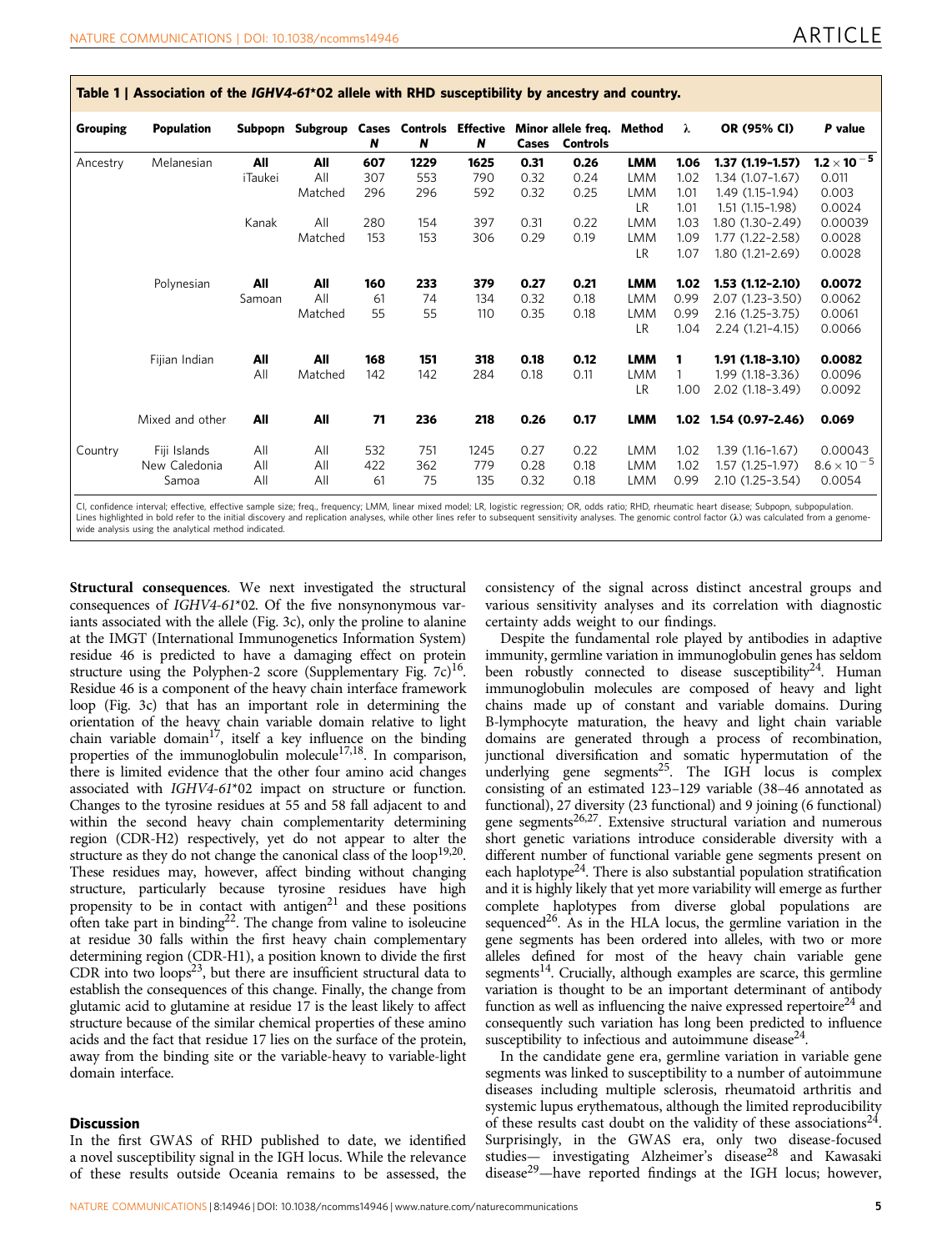**Table 1 | Association of the *IGHV4-61*\*02 allele with RHD susceptibility by ancestry and country.**

| Grouping | Population | Subpopn | Subgroup | Cases *N* | Controls *N* | Effective *N* | Minor allele freq. Cases | Minor allele freq. Controls | Method | λ | OR (95% CI) | *P* value |
|---|---|---|---|---|---|---|---|---|---|---|---|---|
| Ancestry | Melanesian | **All** | **All** | **607** | **1229** | **1625** | **0.31** | **0.26** | **LMM** | **1.06** | **1.37 (1.19–1.57)** | $\mathbf{1.2 \times 10^{-5}}$ |
| | | iTaukei | All | 307 | 553 | 790 | 0.32 | 0.24 | LMM | 1.02 | 1.34 (1.07–1.67) | 0.011 |
| | | | Matched | 296 | 296 | 592 | 0.32 | 0.25 | LMM | 1.01 | 1.49 (1.15–1.94) | 0.003 |
| | | | | | | | | | LR | 1.01 | 1.51 (1.15–1.98) | 0.0024 |
| | | Kanak | All | 280 | 154 | 397 | 0.31 | 0.22 | LMM | 1.03 | 1.80 (1.30–2.49) | 0.00039 |
| | | | Matched | 153 | 153 | 306 | 0.29 | 0.19 | LMM | 1.09 | 1.77 (1.22–2.58) | 0.0028 |
| | | | | | | | | | LR | 1.07 | 1.80 (1.21–2.69) | 0.0028 |
| | Polynesian | **All** | **All** | **160** | **233** | **379** | **0.27** | **0.21** | **LMM** | **1.02** | **1.53 (1.12–2.10)** | **0.0072** |
| | | Samoan | All | 61 | 74 | 134 | 0.32 | 0.18 | LMM | 0.99 | 2.07 (1.23–3.50) | 0.0062 |
| | | | Matched | 55 | 55 | 110 | 0.35 | 0.18 | LMM | 0.99 | 2.16 (1.25–3.75) | 0.0061 |
| | | | | | | | | | LR | 1.04 | 2.24 (1.21–4.15) | 0.0066 |
| | Fijian Indian | **All** | **All** | **168** | **151** | **318** | **0.18** | **0.12** | **LMM** | **1** | **1.91 (1.18–3.10)** | **0.0082** |
| | | All | Matched | 142 | 142 | 284 | 0.18 | 0.11 | LMM | 1 | 1.99 (1.18–3.36) | 0.0096 |
| | | | | | | | | | LR | 1.00 | 2.02 (1.18–3.49) | 0.0092 |
| | Mixed and other | **All** | **All** | **71** | **236** | **218** | **0.26** | **0.17** | **LMM** | **1.02** | **1.54 (0.97–2.46)** | **0.069** |
| Country | Fiji Islands | All | All | 532 | 751 | 1245 | 0.27 | 0.22 | LMM | 1.02 | 1.39 (1.16–1.67) | 0.00043 |
| | New Caledonia | All | All | 422 | 362 | 779 | 0.28 | 0.18 | LMM | 1.02 | 1.57 (1.25–1.97) | $8.6 \times 10^{-5}$ |
| | Samoa | All | All | 61 | 75 | 135 | 0.32 | 0.18 | LMM | 0.99 | 2.10 (1.25–3.54) | 0.0054 |

CI, confidence interval; effective, effective sample size; freq., frequency; LMM, linear mixed model; LR, logistic regression; OR, odds ratio; RHD, rheumatic heart disease; Subpopn, subpopulation. Lines highlighted in bold refer to the initial discovery and replication analyses, while other lines refer to subsequent sensitivity analyses. The genomic control factor (λ) was calculated from a genome-wide analysis using the analytical method indicated.

**Structural consequences**. We next investigated the structural consequences of *IGHV4-61*\*02. Of the five nonsynonymous variants associated with the allele (Fig. 3c), only the proline to alanine at the IMGT (International Immunogenetics Information System) residue 46 is predicted to have a damaging effect on protein structure using the Polyphen-2 score (Supplementary Fig. 7c)[16]. Residue 46 is a component of the heavy chain interface framework loop (Fig. 3c) that has an important role in determining the orientation of the heavy chain variable domain relative to light chain variable domain[17], itself a key influence on the binding properties of the immunoglobulin molecule[17,18]. In comparison, there is limited evidence that the other four amino acid changes associated with *IGHV4-61*\*02 impact on structure or function. Changes to the tyrosine residues at 55 and 58 fall adjacent to and within the second heavy chain complementarity determining region (CDR-H2) respectively, yet do not appear to alter the structure as they do not change the canonical class of the loop[19,20]. These residues may, however, affect binding without changing structure, particularly because tyrosine residues have high propensity to be in contact with antigen[21] and these positions often take part in binding[22]. The change from valine to isoleucine at residue 30 falls within the first heavy chain complementary determining region (CDR-H1), a position known to divide the first CDR into two loops[23], but there are insufficient structural data to establish the consequences of this change. Finally, the change from glutamic acid to glutamine at residue 17 is the least likely to affect structure because of the similar chemical properties of these amino acids and the fact that residue 17 lies on the surface of the protein, away from the binding site or the variable-heavy to variable-light domain interface.

## Discussion

In the first GWAS of RHD published to date, we identified a novel susceptibility signal in the IGH locus. While the relevance of these results outside Oceania remains to be assessed, the consistency of the signal across distinct ancestral groups and various sensitivity analyses and its correlation with diagnostic certainty adds weight to our findings.

Despite the fundamental role played by antibodies in adaptive immunity, germline variation in immunoglobulin genes has seldom been robustly connected to disease susceptibility[24]. Human immunoglobulin molecules are composed of heavy and light chains made up of constant and variable domains. During B-lymphocyte maturation, the heavy and light chain variable domains are generated through a process of recombination, junctional diversification and somatic hypermutation of the underlying gene segments[25]. The IGH locus is complex consisting of an estimated 123–129 variable (38–46 annotated as functional), 27 diversity (23 functional) and 9 joining (6 functional) gene segments[26,27]. Extensive structural variation and numerous short genetic variations introduce considerable diversity with a different number of functional variable gene segments present on each haplotype[24]. There is also substantial population stratification and it is highly likely that yet more variability will emerge as further complete haplotypes from diverse global populations are sequenced[26]. As in the HLA locus, the germline variation in the gene segments has been ordered into alleles, with two or more alleles defined for most of the heavy chain variable gene segments[14]. Crucially, although examples are scarce, this germline variation is thought to be an important determinant of antibody function as well as influencing the naive expressed repertoire[24] and consequently such variation has long been predicted to influence susceptibility to infectious and autoimmune disease[24].

In the candidate gene era, germline variation in variable gene segments was linked to susceptibility to a number of autoimmune diseases including multiple sclerosis, rheumatoid arthritis and systemic lupus erythematosus, although the limited reproducibility of these results cast doubt on the validity of these associations[24]. Surprisingly, in the GWAS era, only two disease-focused studies— investigating Alzheimer's disease[28] and Kawasaki disease[29]—have reported findings at the IGH locus; however,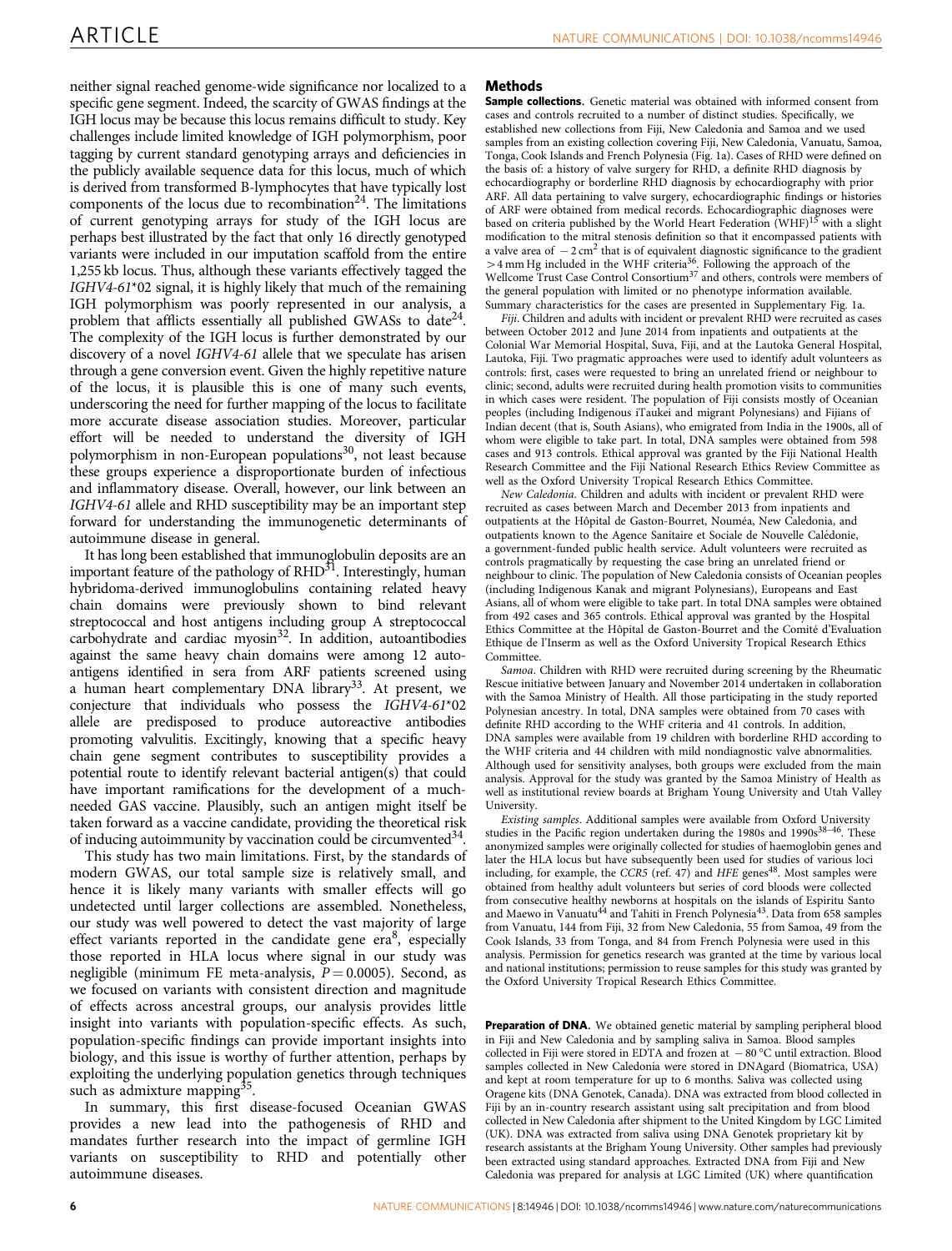neither signal reached genome-wide significance nor localized to a specific gene segment. Indeed, the scarcity of GWAS findings at the IGH locus may be because this locus remains difficult to study. Key challenges include limited knowledge of IGH polymorphism, poor tagging by current standard genotyping arrays and deficiencies in the publicly available sequence data for this locus, much of which is derived from transformed B-lymphocytes that have typically lost components of the locus due to recombination[24]. The limitations of current genotyping arrays for study of the IGH locus are perhaps best illustrated by the fact that only 16 directly genotyped variants were included in our imputation scaffold from the entire 1,255 kb locus. Thus, although these variants effectively tagged the *IGHV4-61*\*02 signal, it is highly likely that much of the remaining IGH polymorphism was poorly represented in our analysis, a problem that afflicts essentially all published GWASs to date[24]. The complexity of the IGH locus is further demonstrated by our discovery of a novel *IGHV4-61* allele that we speculate has arisen through a gene conversion event. Given the highly repetitive nature of the locus, it is plausible this is one of many such events, underscoring the need for further mapping of the locus to facilitate more accurate disease association studies. Moreover, particular effort will be needed to understand the diversity of IGH polymorphism in non-European populations[30], not least because these groups experience a disproportionate burden of infectious and inflammatory disease. Overall, however, our link between an *IGHV4-61* allele and RHD susceptibility may be an important step forward for understanding the immunogenetic determinants of autoimmune disease in general.

It has long been established that immunoglobulin deposits are an important feature of the pathology of RHD[31]. Interestingly, human hybridoma-derived immunoglobulins containing related heavy chain domains were previously shown to bind relevant streptococcal and host antigens including group A streptococcal carbohydrate and cardiac myosin[32]. In addition, autoantibodies against the same heavy chain domains were among 12 autoantigens identified in sera from ARF patients screened using a human heart complementary DNA library[33]. At present, we conjecture that individuals who possess the *IGHV4-61*\*02 allele are predisposed to produce autoreactive antibodies promoting valvulitis. Excitingly, knowing that a specific heavy chain gene segment contributes to susceptibility provides a potential route to identify relevant bacterial antigen(s) that could have important ramifications for the development of a much-needed GAS vaccine. Plausibly, such an antigen might itself be taken forward as a vaccine candidate, providing the theoretical risk of inducing autoimmunity by vaccination could be circumvented[34].

This study has two main limitations. First, by the standards of modern GWAS, our total sample size is relatively small, and hence it is likely many variants with smaller effects will go undetected until larger collections are assembled. Nonetheless, our study was well powered to detect the vast majority of large effect variants reported in the candidate gene era[8], especially those reported in HLA locus where signal in our study was negligible (minimum FE meta-analysis, $P = 0.0005$). Second, as we focused on variants with consistent direction and magnitude of effects across ancestral groups, our analysis provides little insight into variants with population-specific effects. As such, population-specific findings can provide important insights into biology, and this issue is worthy of further attention, perhaps by exploiting the underlying population genetics through techniques such as admixture mapping[35].

In summary, this first disease-focused Oceanian GWAS provides a new lead into the pathogenesis of RHD and mandates further research into the impact of germline IGH variants on susceptibility to RHD and potentially other autoimmune diseases.

## Methods

**Sample collections.** Genetic material was obtained with informed consent from cases and controls recruited to a number of distinct studies. Specifically, we established new collections from Fiji, New Caledonia and Samoa and we used samples from an existing collection covering Fiji, New Caledonia, Vanuatu, Samoa, Tonga, Cook Islands and French Polynesia (Fig. 1a). Cases of RHD were defined on the basis of: a history of valve surgery for RHD, a definite RHD diagnosis by echocardiography or borderline RHD diagnosis by echocardiography with prior ARF. All data pertaining to valve surgery, echocardiographic findings or histories of ARF were obtained from medical records. Echocardiographic diagnoses were based on criteria published by the World Heart Federation (WHF)[15] with a slight modification to the mitral stenosis definition so that it encompassed patients with a valve area of $-2\,\text{cm}^2$ that is of equivalent diagnostic significance to the gradient $>4$ mm Hg included in the WHF criteria[36]. Following the approach of the Wellcome Trust Case Control Consortium[37] and others, controls were members of the general population with limited or no phenotype information available. Summary characteristics for the cases are presented in Supplementary Fig. 1a.

*Fiji*. Children and adults with incident or prevalent RHD were recruited as cases between October 2012 and June 2014 from inpatients and outpatients at the Colonial War Memorial Hospital, Suva, Fiji, and at the Lautoka General Hospital, Lautoka, Fiji. Two pragmatic approaches were used to identify adult volunteers as controls: first, cases were requested to bring an unrelated friend or neighbour to clinic; second, adults were recruited during health promotion visits to communities in which cases were resident. The population of Fiji consists mostly of Oceanian peoples (including Indigenous iTaukei and migrant Polynesians) and Fijians of Indian decent (that is, South Asians), who emigrated from India in the 1900s, all of whom were eligible to take part. In total, DNA samples were obtained from 598 cases and 913 controls. Ethical approval was granted by the Fiji National Health Research Committee and the Fiji National Research Ethics Review Committee as well as the Oxford University Tropical Research Ethics Committee.

*New Caledonia*. Children and adults with incident or prevalent RHD were recruited as cases between March and December 2013 from inpatients and outpatients at the Hôpital de Gaston-Bourret, Nouméa, New Caledonia, and outpatients known to the Agence Sanitaire et Sociale de Nouvelle Calédonie, a government-funded public health service. Adult volunteers were recruited as controls pragmatically by requesting the case bring an unrelated friend or neighbour to clinic. The population of New Caledonia consists of Oceanian peoples (including Indigenous Kanak and migrant Polynesians), Europeans and East Asians, all of whom were eligible to take part. In total DNA samples were obtained from 492 cases and 365 controls. Ethical approval was granted by the Hospital Ethics Committee at the Hôpital de Gaston-Bourret and the Comité d'Evaluation Ethique de l'Inserm as well as the Oxford University Tropical Research Ethics Committee.

*Samoa*. Children with RHD were recruited during screening by the Rheumatic Rescue initiative between January and November 2014 undertaken in collaboration with the Samoa Ministry of Health. All those participating in the study reported Polynesian ancestry. In total, DNA samples were obtained from 70 cases with definite RHD according to the WHF criteria and 41 controls. In addition, DNA samples were available from 19 children with borderline RHD according to the WHF criteria and 44 children with mild nondiagnostic valve abnormalities. Although used for sensitivity analyses, both groups were excluded from the main analysis. Approval for the study was granted by the Samoa Ministry of Health as well as institutional review boards at Brigham Young University and Utah Valley University.

*Existing samples*. Additional samples were available from Oxford University studies in the Pacific region undertaken during the 1980s and 1990s[38–46]. These anonymized samples were originally collected for studies of haemoglobin genes and later the HLA locus but have subsequently been used for studies of various loci including, for example, the *CCR5* (ref. 47) and *HFE* genes[48]. Most samples were obtained from healthy adult volunteers but series of cord bloods were collected from consecutive healthy newborns at hospitals on the islands of Espiritu Santo and Maewo in Vanuatu[44] and Tahiti in French Polynesia[43]. Data from 658 samples from Vanuatu, 144 from Fiji, 32 from New Caledonia, 55 from Samoa, 49 from the Cook Islands, 33 from Tonga, and 84 from French Polynesia were used in this analysis. Permission for genetics research was granted at the time by various local and national institutions; permission to reuse samples for this study was granted by the Oxford University Tropical Research Ethics Committee.

**Preparation of DNA.** We obtained genetic material by sampling peripheral blood in Fiji and New Caledonia and by sampling saliva in Samoa. Blood samples collected in Fiji were stored in EDTA and frozen at $-80\,^{\circ}$C until extraction. Blood samples collected in New Caledonia were stored in DNAgard (Biomatrica, USA) and kept at room temperature for up to 6 months. Saliva was collected using Oragene kits (DNA Genotek, Canada). DNA was extracted from blood collected in Fiji by an in-country research assistant using salt precipitation and from blood collected in New Caledonia after shipment to the United Kingdom by LGC Limited (UK). DNA was extracted from saliva using DNA Genotek proprietary kit by research assistants at the Brigham Young University. Other samples had previously been extracted using standard approaches. Extracted DNA from Fiji and New Caledonia was prepared for analysis at LGC Limited (UK) where quantification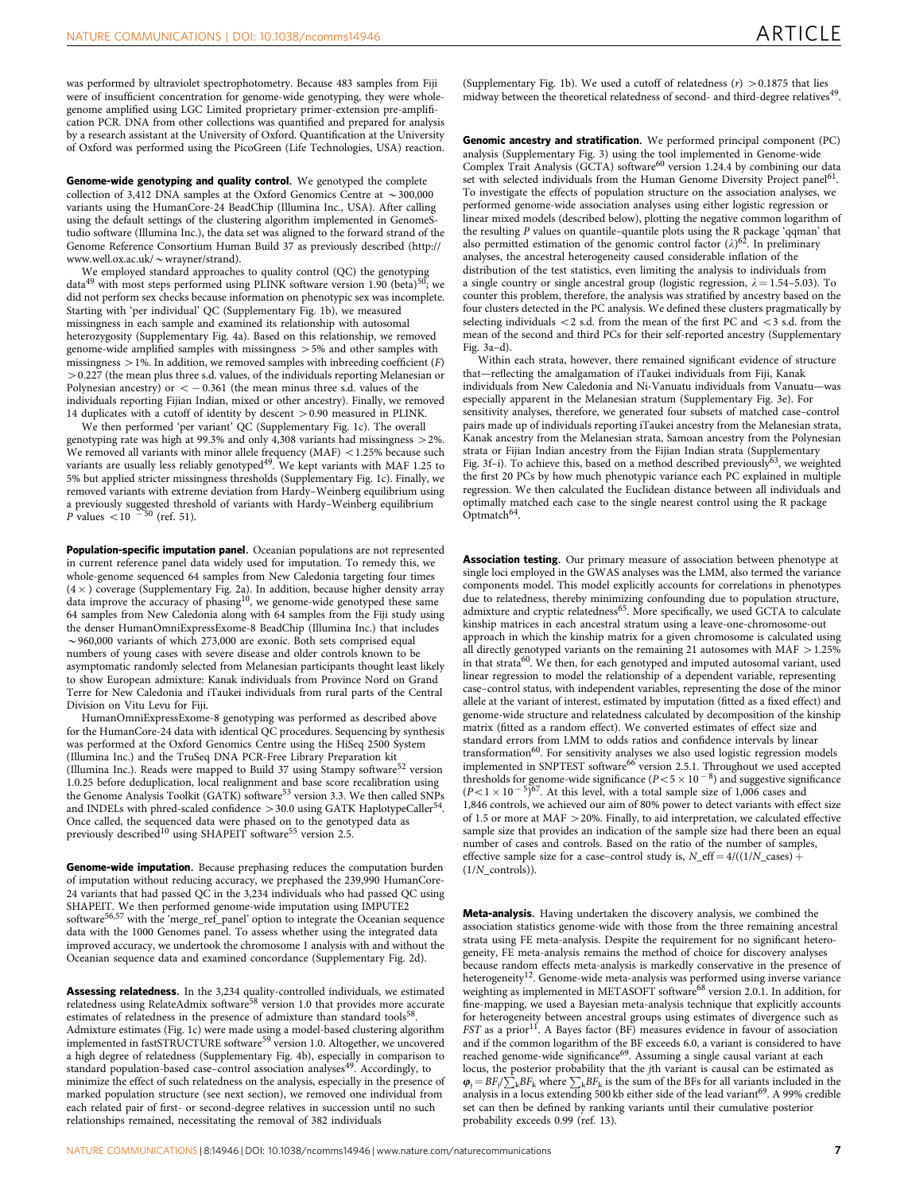was performed by ultraviolet spectrophotometry. Because 483 samples from Fiji were of insufficient concentration for genome-wide genotyping, they were whole-genome amplified using LGC Limited proprietary primer-extension pre-amplification PCR. DNA from other collections was quantified and prepared for analysis by a research assistant at the University of Oxford. Quantification at the University of Oxford was performed using the PicoGreen (Life Technologies, USA) reaction.

**Genome-wide genotyping and quality control.** We genotyped the complete collection of 3,412 DNA samples at the Oxford Genomics Centre at ~300,000 variants using the HumanCore-24 BeadChip (Illumina Inc., USA). After calling using the default settings of the clustering algorithm implemented in GenomeStudio software (Illumina Inc.), the data set was aligned to the forward strand of the Genome Reference Consortium Human Build 37 as previously described (http://www.well.ox.ac.uk/~wrayner/strand).

We employed standard approaches to quality control (QC) the genotyping data[49] with most steps performed using PLINK software version 1.90 (beta)[50]; we did not perform sex checks because information on phenotypic sex was incomplete. Starting with 'per individual' QC (Supplementary Fig. 1b), we measured missingness in each sample and examined its relationship with autosomal heterozygosity (Supplementary Fig. 4a). Based on this relationship, we removed genome-wide amplified samples with missingness >5% and other samples with missingness >1%. In addition, we removed samples with inbreeding coefficient ($F$) >0.227 (the mean plus three s.d. values, of the individuals reporting Melanesian or Polynesian ancestry) or < −0.361 (the mean minus three s.d. values of the individuals reporting Fijian Indian, mixed or other ancestry). Finally, we removed 14 duplicates with a cutoff of identity by descent >0.90 measured in PLINK.

We then performed 'per variant' QC (Supplementary Fig. 1c). The overall genotyping rate was high at 99.3% and only 4,308 variants had missingness >2%. We removed all variants with minor allele frequency (MAF) <1.25% because such variants are usually less reliably genotyped[49]. We kept variants with MAF 1.25 to 5% but applied stricter missingness thresholds (Supplementary Fig. 1c). Finally, we removed variants with extreme deviation from Hardy–Weinberg equilibrium using a previously suggested threshold of variants with Hardy–Weinberg equilibrium $P$ values $<10^{-50}$ (ref. 51).

**Population-specific imputation panel.** Oceanian populations are not represented in current reference panel data widely used for imputation. To remedy this, we whole-genome sequenced 64 samples from New Caledonia targeting four times (4×) coverage (Supplementary Fig. 2a). In addition, because higher density array data improve the accuracy of phasing[10], we genome-wide genotyped these same 64 samples from New Caledonia along with 64 samples from the Fiji study using the denser HumanOmniExpressExome-8 BeadChip (Illumina Inc.) that includes ~960,000 variants of which 273,000 are exonic. Both sets comprised equal numbers of young cases with severe disease and older controls known to be asymptomatic randomly selected from Melanesian participants thought least likely to show European admixture: Kanak individuals from Province Nord on Grand Terre for New Caledonia and iTaukei individuals from rural parts of the Central Division on Vitu Levu for Fiji.

HumanOmniExpressExome-8 genotyping was performed as described above for the HumanCore-24 data with identical QC procedures. Sequencing by synthesis was performed at the Oxford Genomics Centre using the HiSeq 2500 System (Illumina Inc.) and the TruSeq DNA PCR-Free Library Preparation kit (Illumina Inc.). Reads were mapped to Build 37 using Stampy software[52] version 1.0.25 before deduplication, local realignment and base score recalibration using the Genome Analysis Toolkit (GATK) software[53] version 3.3. We then called SNPs and INDELs with phred-scaled confidence >30.0 using GATK HaplotypeCaller[54]. Once called, the sequenced data were phased on to the genotyped data as previously described[10] using SHAPEIT software[55] version 2.5.

**Genome-wide imputation.** Because prephasing reduces the computation burden of imputation without reducing accuracy, we prephased the 239,990 HumanCore-24 variants that had passed QC in the 3,234 individuals who had passed QC using SHAPEIT. We then performed genome-wide imputation using IMPUTE2 software[56,57] with the 'merge_ref_panel' option to integrate the Oceanian sequence data with the 1000 Genomes panel. To assess whether using the integrated data improved accuracy, we undertook the chromosome 1 analysis with and without the Oceanian sequence data and examined concordance (Supplementary Fig. 2d).

**Assessing relatedness.** In the 3,234 quality-controlled individuals, we estimated relatedness using RelateAdmix software[58] version 1.0 that provides more accurate estimates of relatedness in the presence of admixture than standard tools[58]. Admixture estimates (Fig. 1c) were made using a model-based clustering algorithm implemented in fastSTRUCTURE software[59] version 1.0. Altogether, we uncovered a high degree of relatedness (Supplementary Fig. 4b), especially in comparison to standard population-based case–control association analyses[49]. Accordingly, to minimize the effect of such relatedness on the analysis, especially in the presence of marked population structure (see next section), we removed one individual from each related pair of first- or second-degree relatives in succession until no such relationships remained, necessitating the removal of 382 individuals (Supplementary Fig. 1b). We used a cutoff of relatedness ($r$) >0.1875 that lies midway between the theoretical relatedness of second- and third-degree relatives[49].

**Genomic ancestry and stratification.** We performed principal component (PC) analysis (Supplementary Fig. 3) using the tool implemented in Genome-wide Complex Trait Analysis (GCTA) software[60] version 1.24.4 by combining our data set with selected individuals from the Human Genome Diversity Project panel[61]. To investigate the effects of population structure on the association analyses, we performed genome-wide association analyses using either logistic regression or linear mixed models (described below), plotting the negative common logarithm of the resulting $P$ values on quantile–quantile plots using the R package 'qqman' that also permitted estimation of the genomic control factor ($\lambda$)[62]. In preliminary analyses, the ancestral heterogeneity caused considerable inflation of the distribution of the test statistics, even limiting the analysis to individuals from a single country or single ancestral group (logistic regression, $\lambda = 1.54$–5.03). To counter this problem, therefore, the analysis was stratified by ancestry based on the four clusters detected in the PC analysis. We defined these clusters pragmatically by selecting individuals <2 s.d. from the mean of the first PC and <3 s.d. from the mean of the second and third PCs for their self-reported ancestry (Supplementary Fig. 3a–d).

Within each strata, however, there remained significant evidence of structure that—reflecting the amalgamation of iTaukei individuals from Fiji, Kanak individuals from New Caledonia and Ni-Vanuatu individuals from Vanuatu—was especially apparent in the Melanesian stratum (Supplementary Fig. 3e). For sensitivity analyses, therefore, we generated four subsets of matched case–control pairs made up of individuals reporting iTaukei ancestry from the Melanesian strata, Kanak ancestry from the Melanesian strata, Samoan ancestry from the Polynesian strata or Fijian Indian ancestry from the Fijian Indian strata (Supplementary Fig. 3f–i). To achieve this, based on a method described previously[63], we weighted the first 20 PCs by how much phenotypic variance each PC explained in multiple regression. We then calculated the Euclidean distance between all individuals and optimally matched each case to the single nearest control using the R package Optmatch[64].

**Association testing.** Our primary measure of association between phenotype at single loci employed in the GWAS analyses was the LMM, also termed the variance components model. This model explicitly accounts for correlations in phenotypes due to relatedness, thereby minimizing confounding due to population structure, admixture and cryptic relatedness[65]. More specifically, we used GCTA to calculate kinship matrices in each ancestral stratum using a leave-one-chromosome-out approach in which the kinship matrix for a given chromosome is calculated using all directly genotyped variants on the remaining 21 autosomes with MAF >1.25% in that strata[60]. We then, for each genotyped and imputed autosomal variant, used linear regression to model the relationship of a dependent variable, representing case–control status, with independent variables, representing the dose of the minor allele at the variant of interest, estimated by imputation (fitted as a fixed effect) and genome-wide structure and relatedness calculated by decomposition of the kinship matrix (fitted as a random effect). We converted estimates of effect size and standard errors from LMM to odds ratios and confidence intervals by linear transformation[60]. For sensitivity analyses we also used logistic regression models implemented in SNPTEST software[66] version 2.5.1. Throughout we used accepted thresholds for genome-wide significance ($P<5\times10^{-8}$) and suggestive significance ($P<1\times10^{-5}$)[67]. At this level, with a total sample size of 1,006 cases and 1,846 controls, we achieved our aim of 80% power to detect variants with effect size of 1.5 or more at MAF >20%. Finally, to aid interpretation, we calculated effective sample size that provides an indication of the sample size had there been an equal number of cases and controls. Based on the ratio of the number of samples, effective sample size for a case–control study is, $N\_eff = 4/((1/N\_cases) + (1/N\_controls))$.

**Meta-analysis.** Having undertaken the discovery analysis, we combined the association statistics genome-wide with those from the three remaining ancestral strata using FE meta-analysis. Despite the requirement for no significant heterogeneity, FE meta-analysis remains the method of choice for discovery analyses because random effects meta-analysis is markedly conservative in the presence of heterogeneity[12]. Genome-wide meta-analysis was performed using inverse variance weighting as implemented in METASOFT software[68] version 2.0.1. In addition, for fine-mapping, we used a Bayesian meta-analysis technique that explicitly accounts for heterogeneity between ancestral groups using estimates of divergence such as $FST$ as a prior[11]. A Bayes factor (BF) measures evidence in favour of association and if the common logarithm of the BF exceeds 6.0, a variant is considered to have reached genome-wide significance[69]. Assuming a single causal variant at each locus, the posterior probability that the $j$th variant is causal can be estimated as $\varphi_j = BF_j/\sum_k BF_k$ where $\sum_k BF_k$ is the sum of the BFs for all variants included in the analysis in a locus extending 500 kb either side of the lead variant[69]. A 99% credible set can then be defined by ranking variants until their cumulative posterior probability exceeds 0.99 (ref. 13).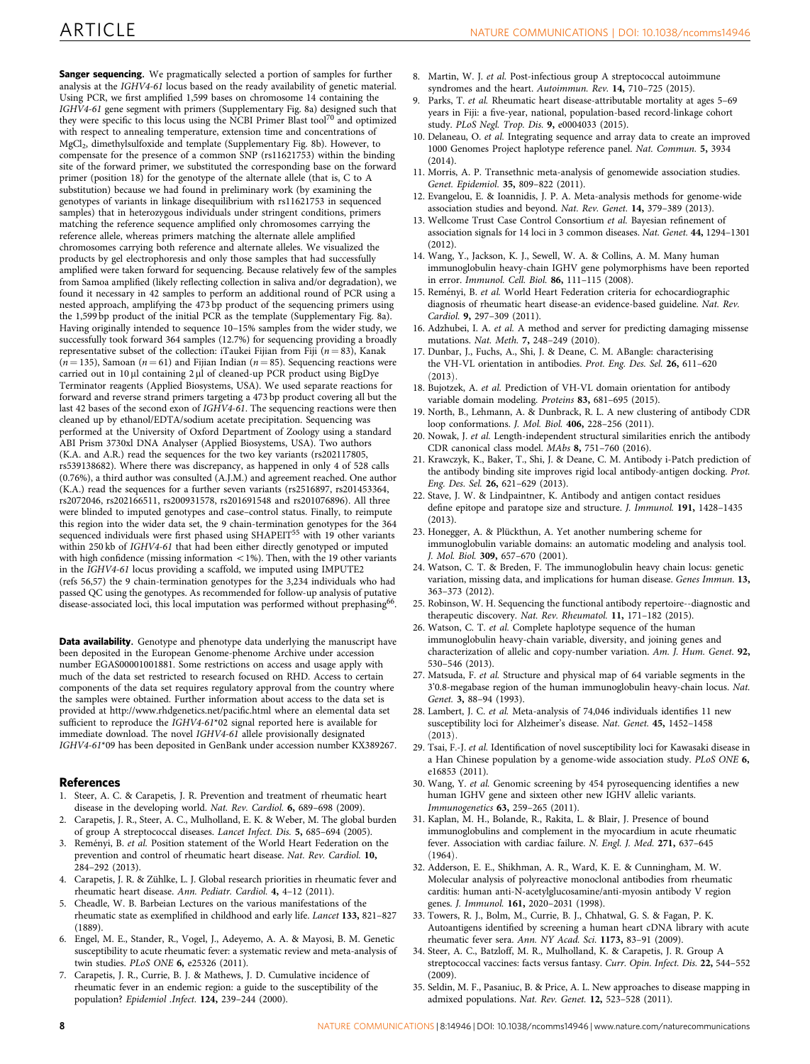**Sanger sequencing.** We pragmatically selected a portion of samples for further analysis at the *IGHV4-61* locus based on the ready availability of genetic material. Using PCR, we first amplified 1,599 bases on chromosome 14 containing the *IGHV4-61* gene segment with primers (Supplementary Fig. 8a) designed such that they were specific to this locus using the NCBI Primer Blast tool[70] and optimized with respect to annealing temperature, extension time and concentrations of $MgCl_2$, dimethylsulfoxide and template (Supplementary Fig. 8b). However, to compensate for the presence of a common SNP (rs11621753) within the binding site of the forward primer, we substituted the corresponding base on the forward primer (position 18) for the genotype of the alternate allele (that is, C to A substitution) because we had found in preliminary work (by examining the genotypes of variants in linkage disequilibrium with rs11621753 in sequenced samples) that in heterozygous individuals under stringent conditions, primers matching the reference sequence amplified only chromosomes carrying the reference allele, whereas primers matching the alternate allele amplified chromosomes carrying both reference and alternate alleles. We visualized the products by gel electrophoresis and only those samples that had successfully amplified were taken forward for sequencing. Because relatively few of the samples from Samoa amplified (likely reflecting collection in saliva and/or degradation), we found it necessary in 42 samples to perform an additional round of PCR using a nested approach, amplifying the 473 bp product of the sequencing primers using the 1,599 bp product of the initial PCR as the template (Supplementary Fig. 8a). Having originally intended to sequence 10–15% samples from the wider study, we successfully took forward 364 samples (12.7%) for sequencing providing a broadly representative subset of the collection: iTaukei Fijian from Fiji ($n = 83$), Kanak ($n = 135$), Samoan ($n = 61$) and Fijian Indian ($n = 85$). Sequencing reactions were carried out in 10 μl containing 2 μl of cleaned-up PCR product using BigDye Terminator reagents (Applied Biosystems, USA). We used separate reactions for forward and reverse strand primers targeting a 473 bp product covering all but the last 42 bases of the second exon of *IGHV4-61*. The sequencing reactions were then cleaned up by ethanol/EDTA/sodium acetate precipitation. Sequencing was performed at the University of Oxford Department of Zoology using a standard ABI Prism 3730xl DNA Analyser (Applied Biosystems, USA). Two authors (K.A. and A.R.) read the sequences for the two key variants (rs202117805, rs539138682). Where there was discrepancy, as happened in only 4 of 528 calls (0.76%), a third author was consulted (A.J.M.) and agreement reached. One author (K.A.) read the sequences for a further seven variants (rs2516897, rs201453364, rs2072046, rs202166511, rs200931578, rs201691548 and rs201076896). All three were blinded to imputed genotypes and case–control status. Finally, to reimpute this region into the wider data set, the 9 chain-termination genotypes for the 364 sequenced individuals were first phased using SHAPEIT[55] with 19 other variants within 250 kb of *IGHV4-61* that had been either directly genotyped or imputed with high confidence (missing information <1%). Then, with the 19 other variants in the *IGHV4-61* locus providing a scaffold, we imputed using IMPUTE2 (refs 56,57) the 9 chain-termination genotypes for the 3,234 individuals who had passed QC using the genotypes. As recommended for follow-up analysis of putative disease-associated loci, this local imputation was performed without prephasing[66].

**Data availability.** Genotype and phenotype data underlying the manuscript have been deposited in the European Genome-phenome Archive under accession number EGAS00001001881. Some restrictions on access and usage apply with much of the data set restricted to research focused on RHD. Access to certain components of the data set requires regulatory approval from the country where the samples were obtained. Further information about access to the data set is provided at http://www.rhdgenetics.net/pacific.html where an elemental data set sufficient to reproduce the *IGHV4-61*\*02 signal reported here is available for immediate download. The novel *IGHV4-61* allele provisionally designated *IGHV4-61*\*09 has been deposited in GenBank under accession number KX389267.

## References

1. Steer, A. C. & Carapetis, J. R. Prevention and treatment of rheumatic heart disease in the developing world. *Nat. Rev. Cardiol.* **6**, 689–698 (2009).
2. Carapetis, J. R., Steer, A. C., Mulholland, E. K. & Weber, M. The global burden of group A streptococcal diseases. *Lancet Infect. Dis.* **5**, 685–694 (2005).
3. Reményi, B. *et al.* Position statement of the World Heart Federation on the prevention and control of rheumatic heart disease. *Nat. Rev. Cardiol.* **10**, 284–292 (2013).
4. Carapetis, J. R. & Zühlke, L. J. Global research priorities in rheumatic fever and rheumatic heart disease. *Ann. Pediatr. Cardiol.* **4**, 4–12 (2011).
5. Cheadle, W. B. Barbeian Lectures on the various manifestations of the rheumatic state as exemplified in childhood and early life. *Lancet* **133**, 821–827 (1889).
6. Engel, M. E., Stander, R., Vogel, J., Adeyemo, A. A. & Mayosi, B. M. Genetic susceptibility to acute rheumatic fever: a systematic review and meta-analysis of twin studies. *PLoS ONE* **6**, e25326 (2011).
7. Carapetis, J. R., Currie, B. J. & Mathews, J. D. Cumulative incidence of rheumatic fever in an endemic region: a guide to the susceptibility of the population? *Epidemiol .Infect.* **124**, 239–244 (2000).
8. Martin, W. J. *et al.* Post-infectious group A streptococcal autoimmune syndromes and the heart. *Autoimmun. Rev.* **14**, 710–725 (2015).
9. Parks, T. *et al.* Rheumatic heart disease-attributable mortality at ages 5–69 years in Fiji: a five-year, national, population-based record-linkage cohort study. *PLoS Negl. Trop. Dis.* **9**, e0004033 (2015).
10. Delaneau, O. *et al.* Integrating sequence and array data to create an improved 1000 Genomes Project haplotype reference panel. *Nat. Commun.* **5**, 3934 (2014).
11. Morris, A. P. Transethnic meta-analysis of genomewide association studies. *Genet. Epidemiol.* **35**, 809–822 (2011).
12. Evangelou, E. & Ioannidis, J. P. A. Meta-analysis methods for genome-wide association studies and beyond. *Nat. Rev. Genet.* **14**, 379–389 (2013).
13. Wellcome Trust Case Control Consortium *et al.* Bayesian refinement of association signals for 14 loci in 3 common diseases. *Nat. Genet.* **44**, 1294–1301 (2012).
14. Wang, Y., Jackson, K. J., Sewell, W. A. & Collins, A. M. Many human immunoglobulin heavy-chain IGHV gene polymorphisms have been reported in error. *Immunol. Cell. Biol.* **86**, 111–115 (2008).
15. Reményi, B. *et al.* World Heart Federation criteria for echocardiographic diagnosis of rheumatic heart disease-an evidence-based guideline. *Nat. Rev. Cardiol.* **9**, 297–309 (2011).
16. Adzhubei, I. A. *et al.* A method and server for predicting damaging missense mutations. *Nat. Meth.* **7**, 248–249 (2010).
17. Dunbar, J., Fuchs, A., Shi, J. & Deane, C. M. ABangle: characterising the VH-VL orientation in antibodies. *Prot. Eng. Des. Sel.* **26**, 611–620 (2013).
18. Bujotzek, A. *et al.* Prediction of VH-VL domain orientation for antibody variable domain modeling. *Proteins* **83**, 681–695 (2015).
19. North, B., Lehmann, A. & Dunbrack, R. L. A new clustering of antibody CDR loop conformations. *J. Mol. Biol.* **406**, 228–256 (2011).
20. Nowak, J. *et al.* Length-independent structural similarities enrich the antibody CDR canonical class model. *MAbs* **8**, 751–760 (2016).
21. Krawczyk, K., Baker, T., Shi, J. & Deane, C. M. Antibody i-Patch prediction of the antibody binding site improves rigid local antibody-antigen docking. *Prot. Eng. Des. Sel.* **26**, 621–629 (2013).
22. Stave, J. W. & Lindpaintner, K. Antibody and antigen contact residues define epitope and paratope size and structure. *J. Immunol.* **191**, 1428–1435 (2013).
23. Honegger, A. & Plückthun, A. Yet another numbering scheme for immunoglobulin variable domains: an automatic modeling and analysis tool. *J. Mol. Biol.* **309**, 657–670 (2001).
24. Watson, C. T. & Breden, F. The immunoglobulin heavy chain locus: genetic variation, missing data, and implications for human disease. *Genes Immun.* **13**, 363–373 (2012).
25. Robinson, W. H. Sequencing the functional antibody repertoire--diagnostic and therapeutic discovery. *Nat. Rev. Rheumatol.* **11**, 171–182 (2015).
26. Watson, C. T. *et al.* Complete haplotype sequence of the human immunoglobulin heavy-chain variable, diversity, and joining genes and characterization of allelic and copy-number variation. *Am. J. Hum. Genet.* **92**, 530–546 (2013).
27. Matsuda, F. *et al.* Structure and physical map of 64 variable segments in the 3′0.8-megabase region of the human immunoglobulin heavy-chain locus. *Nat. Genet.* **3**, 88–94 (1993).
28. Lambert, J. C. *et al.* Meta-analysis of 74,046 individuals identifies 11 new susceptibility loci for Alzheimer's disease. *Nat. Genet.* **45**, 1452–1458 (2013).
29. Tsai, F.-J. *et al.* Identification of novel susceptibility loci for Kawasaki disease in a Han Chinese population by a genome-wide association study. *PLoS ONE* **6**, e16853 (2011).
30. Wang, Y. *et al.* Genomic screening by 454 pyrosequencing identifies a new human IGHV gene and sixteen other new IGHV allelic variants. *Immunogenetics* **63**, 259–265 (2011).
31. Kaplan, M. H., Bolande, R., Rakita, L. & Blair, J. Presence of bound immunoglobulins and complement in the myocardium in acute rheumatic fever. Association with cardiac failure. *N. Engl. J. Med.* **271**, 637–645 (1964).
32. Adderson, E. E., Shikhman, A. R., Ward, K. E. & Cunningham, M. W. Molecular analysis of polyreactive monoclonal antibodies from rheumatic carditis: human anti-N-acetylglucosamine/anti-myosin antibody V region genes. *J. Immunol.* **161**, 2020–2031 (1998).
33. Towers, R. J., Bolm, M., Currie, B. J., Chhatwal, G. S. & Fagan, P. K. Autoantigens identified by screening a human heart cDNA library with acute rheumatic fever sera. *Ann. NY Acad. Sci.* **1173**, 83–91 (2009).
34. Steer, A. C., Batzloff, M. R., Mulholland, K. & Carapetis, J. R. Group A streptococcal vaccines: facts versus fantasy. *Curr. Opin. Infect. Dis.* **22**, 544–552 (2009).
35. Seldin, M. F., Pasaniuc, B. & Price, A. L. New approaches to disease mapping in admixed populations. *Nat. Rev. Genet.* **12**, 523–528 (2011).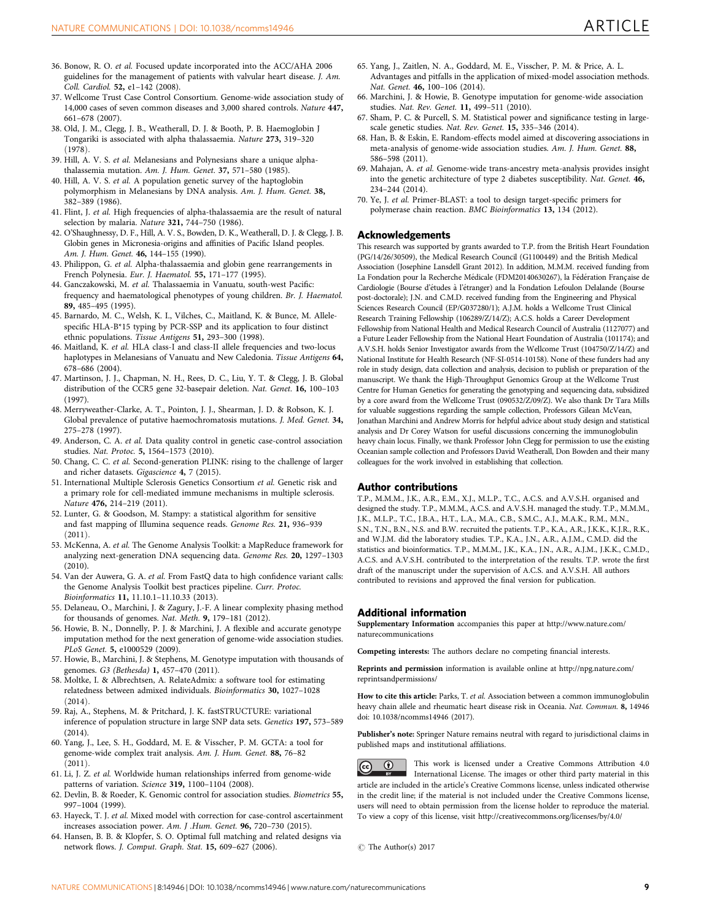36. Bonow, R. O. *et al.* Focused update incorporated into the ACC/AHA 2006 guidelines for the management of patients with valvular heart disease. *J. Am. Coll. Cardiol.* **52,** e1–142 (2008).
37. Wellcome Trust Case Control Consortium. Genome-wide association study of 14,000 cases of seven common diseases and 3,000 shared controls. *Nature* **447,** 661–678 (2007).
38. Old, J. M., Clegg, J. B., Weatherall, D. J. & Booth, P. B. Haemoglobin J Tongariki is associated with alpha thalassaemia. *Nature* **273,** 319–320 (1978).
39. Hill, A. V. S. *et al.* Melanesians and Polynesians share a unique alpha-thalassemia mutation. *Am. J. Hum. Genet.* **37,** 571–580 (1985).
40. Hill, A. V. S. *et al.* A population genetic survey of the haptoglobin polymorphism in Melanesians by DNA analysis. *Am. J. Hum. Genet.* **38,** 382–389 (1986).
41. Flint, J. *et al.* High frequencies of alpha-thalassaemia are the result of natural selection by malaria. *Nature* **321,** 744–750 (1986).
42. O'Shaughnessy, D. F., Hill, A. V. S., Bowden, D. K., Weatherall, D. J. & Clegg, J. B. Globin genes in Micronesia-origins and affinities of Pacific Island peoples. *Am. J. Hum. Genet.* **46,** 144–155 (1990).
43. Philippon, G. *et al.* Alpha-thalassaemia and globin gene rearrangements in French Polynesia. *Eur. J. Haematol.* **55,** 171–177 (1995).
44. Ganczakowski, M. *et al.* Thalassaemia in Vanuatu, south-west Pacific: frequency and haematological phenotypes of young children. *Br. J. Haematol.* **89,** 485–495 (1995).
45. Barnardo, M. C., Welsh, K. I., Vilches, C., Maitland, K. & Bunce, M. Allele-specific HLA-B*15 typing by PCR-SSP and its application to four distinct ethnic populations. *Tissue Antigens* **51,** 293–300 (1998).
46. Maitland, K. *et al.* HLA class-I and class-II allele frequencies and two-locus haplotypes in Melanesians of Vanuatu and New Caledonia. *Tissue Antigens* **64,** 678–686 (2004).
47. Martinson, J. J., Chapman, N. H., Rees, D. C., Liu, Y. T. & Clegg, J. B. Global distribution of the CCR5 gene 32-basepair deletion. *Nat. Genet.* **16,** 100–103 (1997).
48. Merryweather-Clarke, A. T., Pointon, J. J., Shearman, J. D. & Robson, K. J. Global prevalence of putative haemochromatosis mutations. *J. Med. Genet.* **34,** 275–278 (1997).
49. Anderson, C. A. *et al.* Data quality control in genetic case-control association studies. *Nat. Protoc.* **5,** 1564–1573 (2010).
50. Chang, C. C. *et al.* Second-generation PLINK: rising to the challenge of larger and richer datasets. *Gigascience* **4,** 7 (2015).
51. International Multiple Sclerosis Genetics Consortium *et al.* Genetic risk and a primary role for cell-mediated immune mechanisms in multiple sclerosis. *Nature* **476,** 214–219 (2011).
52. Lunter, G. & Goodson, M. Stampy: a statistical algorithm for sensitive and fast mapping of Illumina sequence reads. *Genome Res.* **21,** 936–939 (2011).
53. McKenna, A. *et al.* The Genome Analysis Toolkit: a MapReduce framework for analyzing next-generation DNA sequencing data. *Genome Res.* **20,** 1297–1303 (2010).
54. Van der Auwera, G. A. *et al.* From FastQ data to high confidence variant calls: the Genome Analysis Toolkit best practices pipeline. *Curr. Protoc. Bioinformatics* **11,** 11.10.1–11.10.33 (2013).
55. Delaneau, O., Marchini, J. & Zagury, J.-F. A linear complexity phasing method for thousands of genomes. *Nat. Meth.* **9,** 179–181 (2012).
56. Howie, B. N., Donnelly, P. J. & Marchini, J. A flexible and accurate genotype imputation method for the next generation of genome-wide association studies. *PLoS Genet.* **5,** e1000529 (2009).
57. Howie, B., Marchini, J. & Stephens, M. Genotype imputation with thousands of genomes. *G3 (Bethesda)* **1,** 457–470 (2011).
58. Moltke, I. & Albrechtsen, A. RelateAdmix: a software tool for estimating relatedness between admixed individuals. *Bioinformatics* **30,** 1027–1028 (2014).
59. Raj, A., Stephens, M. & Pritchard, J. K. fastSTRUCTURE: variational inference of population structure in large SNP data sets. *Genetics* **197,** 573–589 (2014).
60. Yang, J., Lee, S. H., Goddard, M. E. & Visscher, P. M. GCTA: a tool for genome-wide complex trait analysis. *Am. J. Hum. Genet.* **88,** 76–82 (2011).
61. Li, J. Z. *et al.* Worldwide human relationships inferred from genome-wide patterns of variation. *Science* **319,** 1100–1104 (2008).
62. Devlin, B. & Roeder, K. Genomic control for association studies. *Biometrics* **55,** 997–1004 (1999).
63. Hayeck, T. J. *et al.* Mixed model with correction for case-control ascertainment increases association power. *Am. J .Hum. Genet.* **96,** 720–730 (2015).
64. Hansen, B. B. & Klopfer, S. O. Optimal full matching and related designs via network flows. *J. Comput. Graph. Stat.* **15,** 609–627 (2006).
65. Yang, J., Zaitlen, N. A., Goddard, M. E., Visscher, P. M. & Price, A. L. Advantages and pitfalls in the application of mixed-model association methods. *Nat. Genet.* **46,** 100–106 (2014).
66. Marchini, J. & Howie, B. Genotype imputation for genome-wide association studies. *Nat. Rev. Genet.* **11,** 499–511 (2010).
67. Sham, P. C. & Purcell, S. M. Statistical power and significance testing in large-scale genetic studies. *Nat. Rev. Genet.* **15,** 335–346 (2014).
68. Han, B. & Eskin, E. Random-effects model aimed at discovering associations in meta-analysis of genome-wide association studies. *Am. J. Hum. Genet.* **88,** 586–598 (2011).
69. Mahajan, A. *et al.* Genome-wide trans-ancestry meta-analysis provides insight into the genetic architecture of type 2 diabetes susceptibility. *Nat. Genet.* **46,** 234–244 (2014).
70. Ye, J. *et al.* Primer-BLAST: a tool to design target-specific primers for polymerase chain reaction. *BMC Bioinformatics* **13,** 134 (2012).

## Acknowledgements

This research was supported by grants awarded to T.P. from the British Heart Foundation (PG/14/26/30509), the Medical Research Council (G1100449) and the British Medical Association (Josephine Lansdell Grant 2012). In addition, M.M.M. received funding from La Fondation pour la Recherche Médicale (FDM20140630267), la Fédération Française de Cardiologie (Bourse d'études à l'étranger) and la Fondation Lefoulon Delalande (Bourse post-doctorale); J.N. and C.M.D. received funding from the Engineering and Physical Sciences Research Council (EP/G037280/1); A.J.M. holds a Wellcome Trust Clinical Research Training Fellowship (106289/Z/14/Z); A.C.S. holds a Career Development Fellowship from National Health and Medical Research Council of Australia (1127077) and a Future Leader Fellowship from the National Heart Foundation of Australia (101174); and A.V.S.H. holds Senior Investigator awards from the Wellcome Trust (104750/Z/14/Z) and National Institute for Health Research (NF-SI-0514-10158). None of these funders had any role in study design, data collection and analysis, decision to publish or preparation of the manuscript. We thank the High-Throughput Genomics Group at the Wellcome Trust Centre for Human Genetics for generating the genotyping and sequencing data, subsidized by a core award from the Wellcome Trust (090532/Z/09/Z). We also thank Dr Tara Mills for valuable suggestions regarding the sample collection, Professors Gilean McVean, Jonathan Marchini and Andrew Morris for helpful advice about study design and statistical analysis and Dr Corey Watson for useful discussions concerning the immunoglobulin heavy chain locus. Finally, we thank Professor John Clegg for permission to use the existing Oceanian sample collection and Professors David Weatherall, Don Bowden and their many colleagues for the work involved in establishing that collection.

## Author contributions

T.P., M.M.M., J.K., A.R., E.M., X.J., M.L.P., T.C., A.C.S. and A.V.S.H. organised and designed the study. T.P., M.M.M., A.C.S. and A.V.S.H. managed the study. T.P., M.M.M., J.K., M.L.P., T.C., J.B.A., H.T., L.A., M.A., C.B., S.M.C., A.J., M.A.K., R.M., M.N., S.N., T.N., B.N., N.S. and B.W. recruited the patients. T.P., K.A., A.R., J.K.K., K.J.R., R.K., and W.J.M. did the laboratory studies. T.P., K.A., J.N., A.R., A.J.M., C.M.D. did the statistics and bioinformatics. T.P., M.M.M., J.K., K.A., J.N., A.R., A.J.M., J.K.K., C.M.D., A.C.S. and A.V.S.H. contributed to the interpretation of the results. T.P. wrote the first draft of the manuscript under the supervision of A.C.S. and A.V.S.H. All authors contributed to revisions and approved the final version for publication.

## Additional information

**Supplementary Information** accompanies this paper at http://www.nature.com/naturecommunications

**Competing interests:** The authors declare no competing financial interests.

**Reprints and permission** information is available online at http://npg.nature.com/reprintsandpermissions/

**How to cite this article:** Parks, T. *et al.* Association between a common immunoglobulin heavy chain allele and rheumatic heart disease risk in Oceania. *Nat. Commun.* **8,** 14946 doi: 10.1038/ncomms14946 (2017).

**Publisher's note:** Springer Nature remains neutral with regard to jurisdictional claims in published maps and institutional affiliations.

This work is licensed under a Creative Commons Attribution 4.0 International License. The images or other third party material in this article are included in the article's Creative Commons license, unless indicated otherwise in the credit line; if the material is not included under the Creative Commons license, users will need to obtain permission from the license holder to reproduce the material. To view a copy of this license, visit http://creativecommons.org/licenses/by/4.0/

© The Author(s) 2017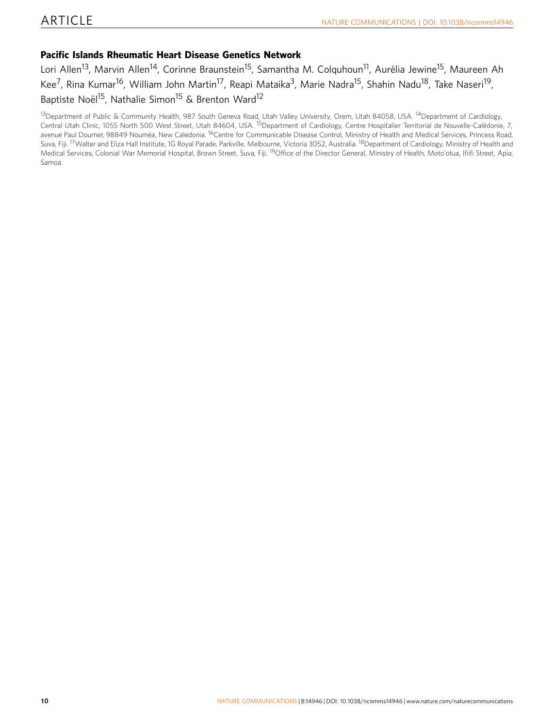### Pacific Islands Rheumatic Heart Disease Genetics Network

Lori Allen[13], Marvin Allen[14], Corinne Braunstein[15], Samantha M. Colquhoun[11], Aurélia Jewine[15], Maureen Ah Kee[7], Rina Kumar[16], William John Martin[17], Reapi Mataika[3], Marie Nadra[15], Shahin Nadu[18], Take Naseri[19], Baptiste Noël[15], Nathalie Simon[15] & Brenton Ward[12]

[13]Department of Public & Community Health, 987 South Geneva Road, Utah Valley University, Orem, Utah 84058, USA. [14]Department of Cardiology, Central Utah Clinic, 1055 North 500 West Street, Utah 84604, USA. [15]Department of Cardiology, Centre Hospitalier Territorial de Nouvelle-Calédonie, 7, avenue Paul Doumer, 98849 Nouméa, New Caledonia. [16]Centre for Communicable Disease Control, Ministry of Health and Medical Services, Princess Road, Suva, Fiji. [17]Walter and Eliza Hall Institute, 1G Royal Parade, Parkville, Melbourne, Victoria 3052, Australia. [18]Department of Cardiology, Ministry of Health and Medical Services, Colonial War Memorial Hospital, Brown Street, Suva, Fiji. [19]Office of the Director General, Ministry of Health, Moto'otua, Ifiifi Street, Apia, Samoa.